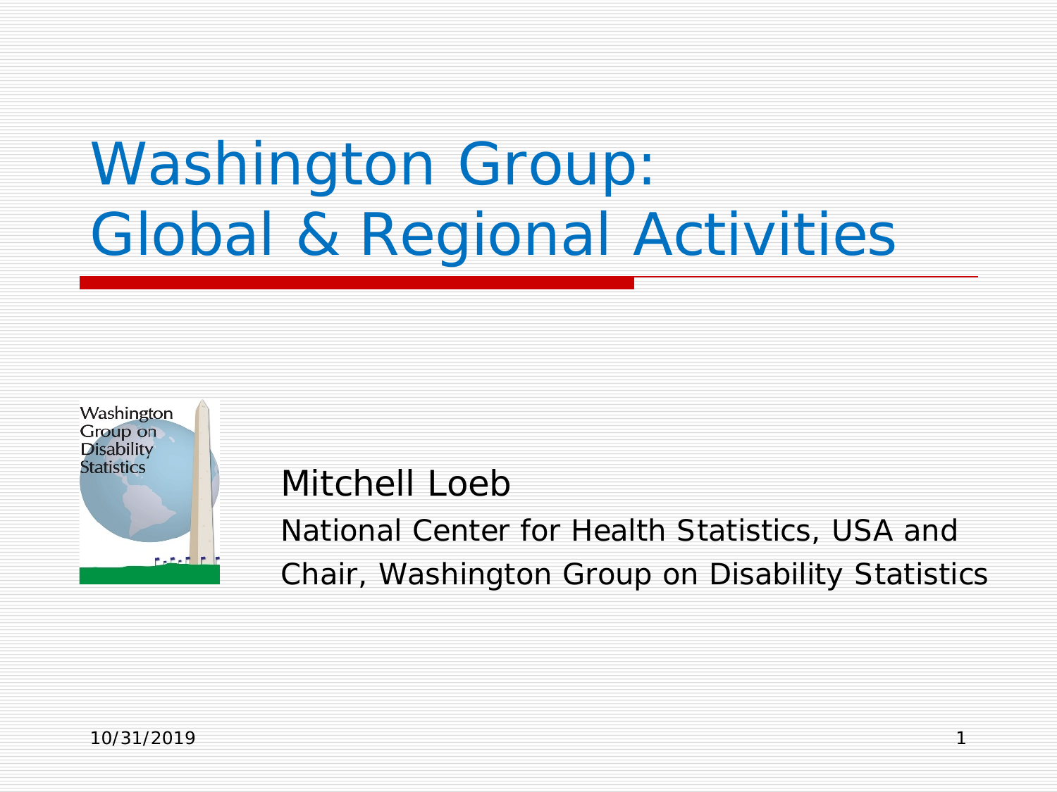# Washington Group: Global & Regional Activities

Mitchell Loeb

National Center for Health Statistics, USA and Chair, Washington Group on Disability Statistics

10/31/2019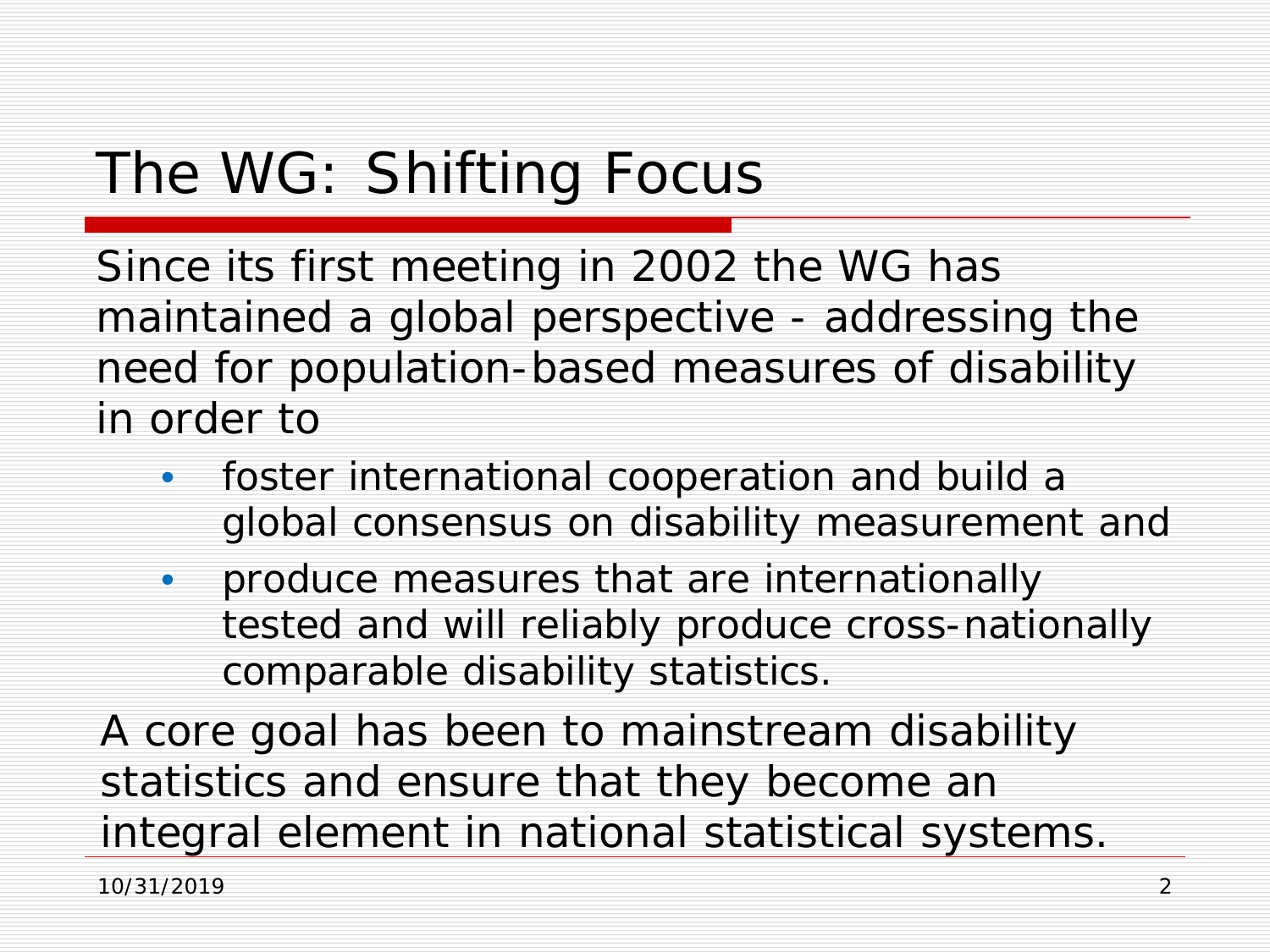# The WG: Shifting Focus

Since its first meeting in 2002 the WG has maintained a global perspective - addressing the need for population-based measures of disability in order to

- foster international cooperation and build a global consensus on disability measurement and
- produce measures that are internationally tested and will reliably produce cross-nationally comparable disability statistics.

A core goal has been to mainstream disability statistics and ensure that they become an integral element in national statistical systems.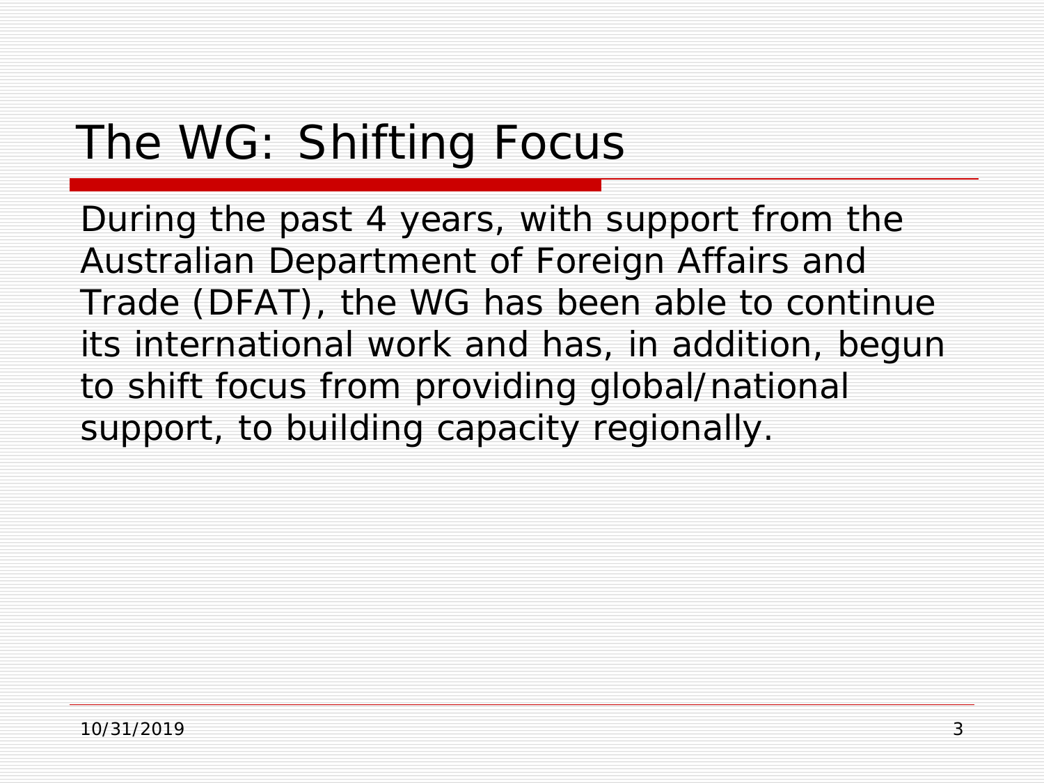# The WG: Shifting Focus

During the past 4 years, with support from the Australian Department of Foreign Affairs and Trade (DFAT), the WG has been able to continue its international work and has, in addition, begun to shift focus from providing global/national support, to building capacity regionally.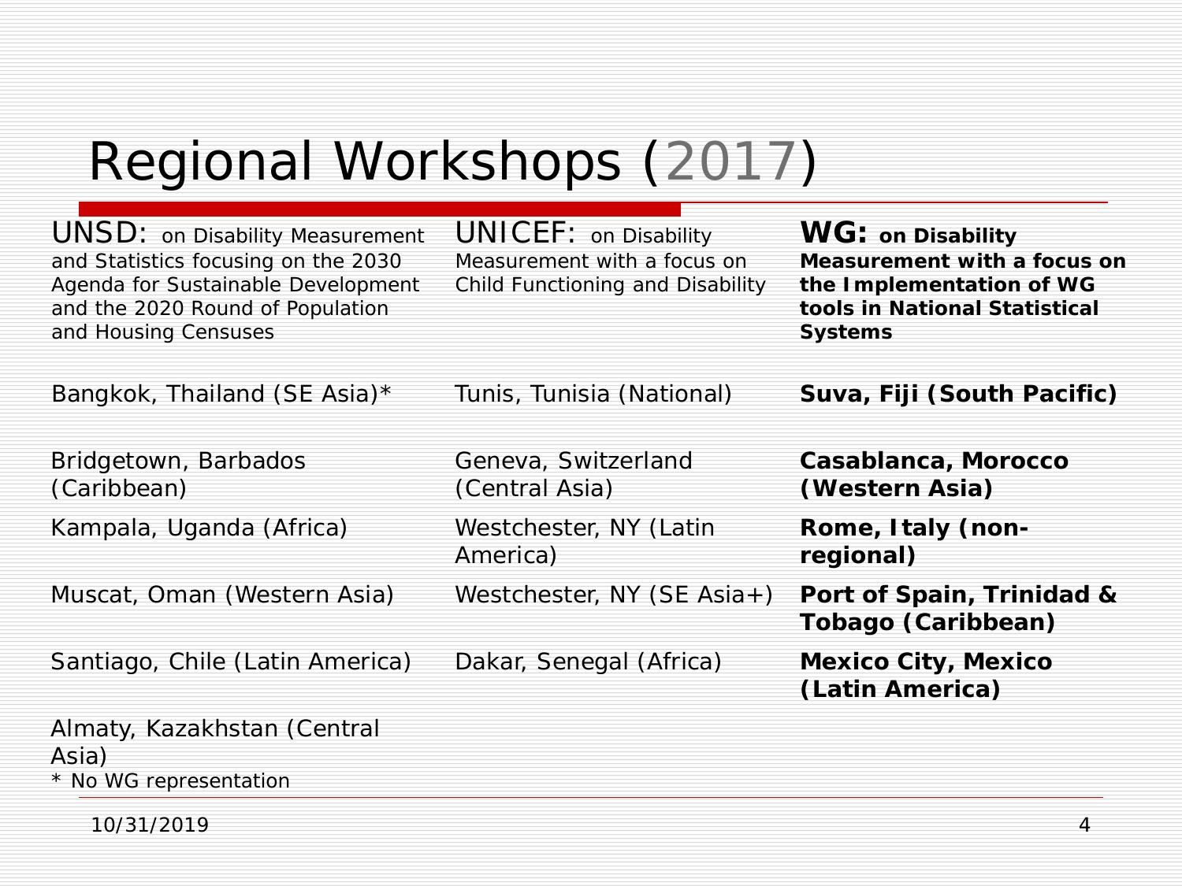# Regional Workshops (2017)

| UNSD: on Disability Measurement and Statistics focusing on the 2030 Agenda for Sustainable Development and the 2020 Round of Population and Housing Censuses | UNICEF: on Disability Measurement with a focus on Child Functioning and Disability | **WG: on Disability Measurement with a focus on the Implementation of WG tools in National Statistical Systems** |
|---|---|---|
| Bangkok, Thailand (SE Asia)* | Tunis, Tunisia (National) | **Suva, Fiji (South Pacific)** |
| Bridgetown, Barbados (Caribbean) | Geneva, Switzerland (Central Asia) | **Casablanca, Morocco (Western Asia)** |
| Kampala, Uganda (Africa) | Westchester, NY (Latin America) | **Rome, Italy (non-regional)** |
| Muscat, Oman (Western Asia) | Westchester, NY (SE Asia+) | **Port of Spain, Trinidad & Tobago (Caribbean)** |
| Santiago, Chile (Latin America) | Dakar, Senegal (Africa) | **Mexico City, Mexico (Latin America)** |
| Almaty, Kazakhstan (Central Asia) | | |

* No WG representation

10/31/2019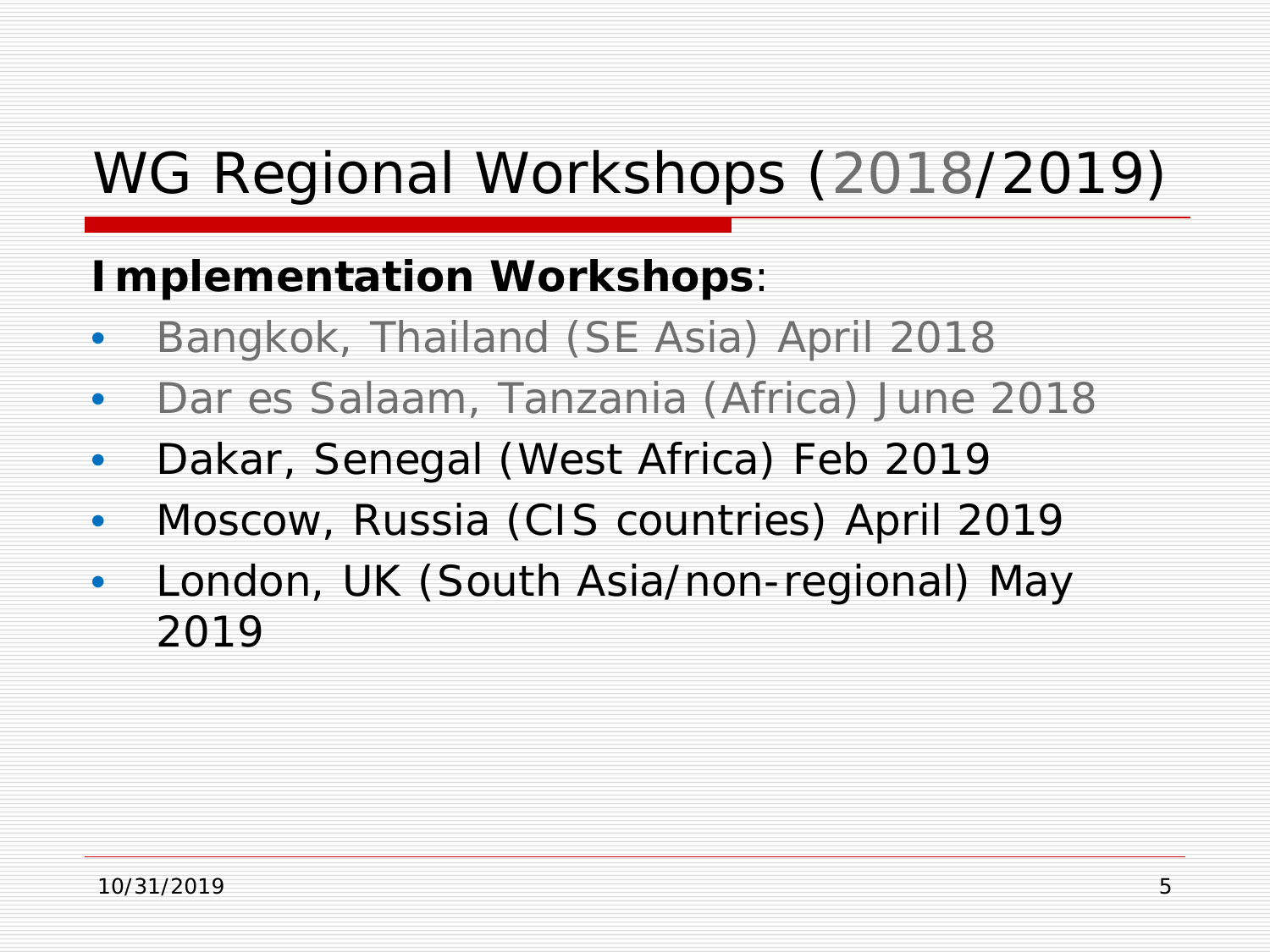# WG Regional Workshops (2018/2019)

**Implementation Workshops**:

- Bangkok, Thailand (SE Asia) April 2018
- Dar es Salaam, Tanzania (Africa) June 2018
- Dakar, Senegal (West Africa) Feb 2019
- Moscow, Russia (CIS countries) April 2019
- London, UK (South Asia/non-regional) May 2019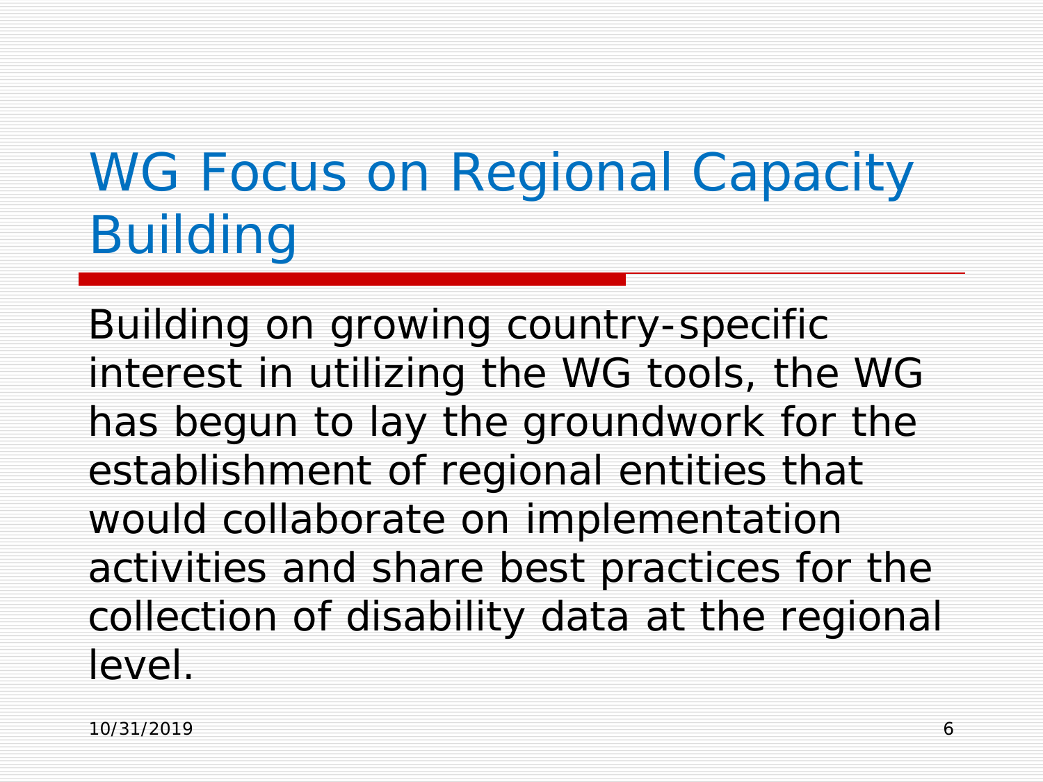# WG Focus on Regional Capacity Building

Building on growing country-specific interest in utilizing the WG tools, the WG has begun to lay the groundwork for the establishment of regional entities that would collaborate on implementation activities and share best practices for the collection of disability data at the regional level.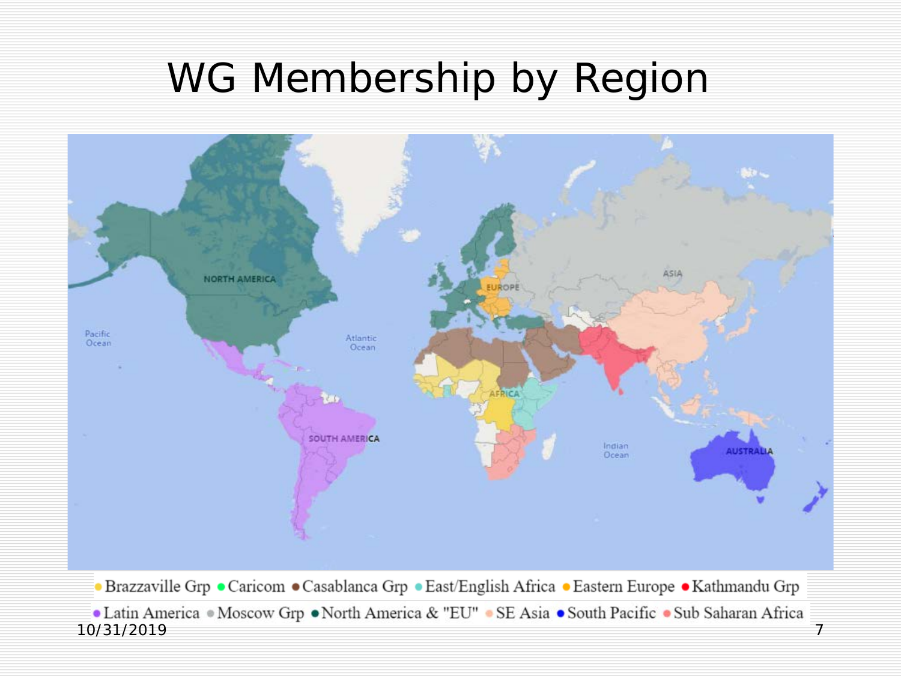# WG Membership by Region

NORTH AMERICA

Pacific Ocean

Atlantic Ocean

EUROPE

ASIA

AFRICA

SOUTH AMERICA

Indian Ocean

AUSTRALIA

Brazzaville Grp • Caricom • Casablanca Grp • East/English Africa • Eastern Europe • Kathmandu Grp

• Latin America • Moscow Grp • North America & "EU" • SE Asia • South Pacific • Sub Saharan Africa

10/31/2019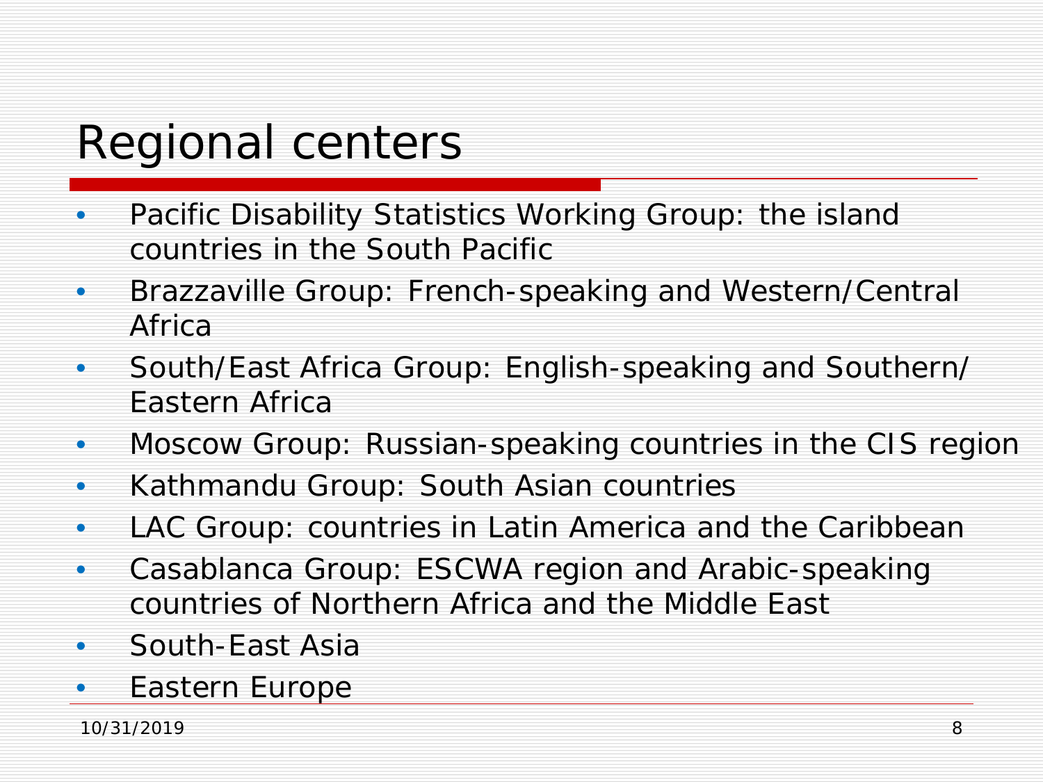# Regional centers

- Pacific Disability Statistics Working Group: the island countries in the South Pacific
- Brazzaville Group: French-speaking and Western/Central Africa
- South/East Africa Group: English-speaking and Southern/ Eastern Africa
- Moscow Group: Russian-speaking countries in the CIS region
- Kathmandu Group: South Asian countries
- LAC Group: countries in Latin America and the Caribbean
- Casablanca Group: ESCWA region and Arabic-speaking countries of Northern Africa and the Middle East
- South-East Asia
- Eastern Europe

10/31/2019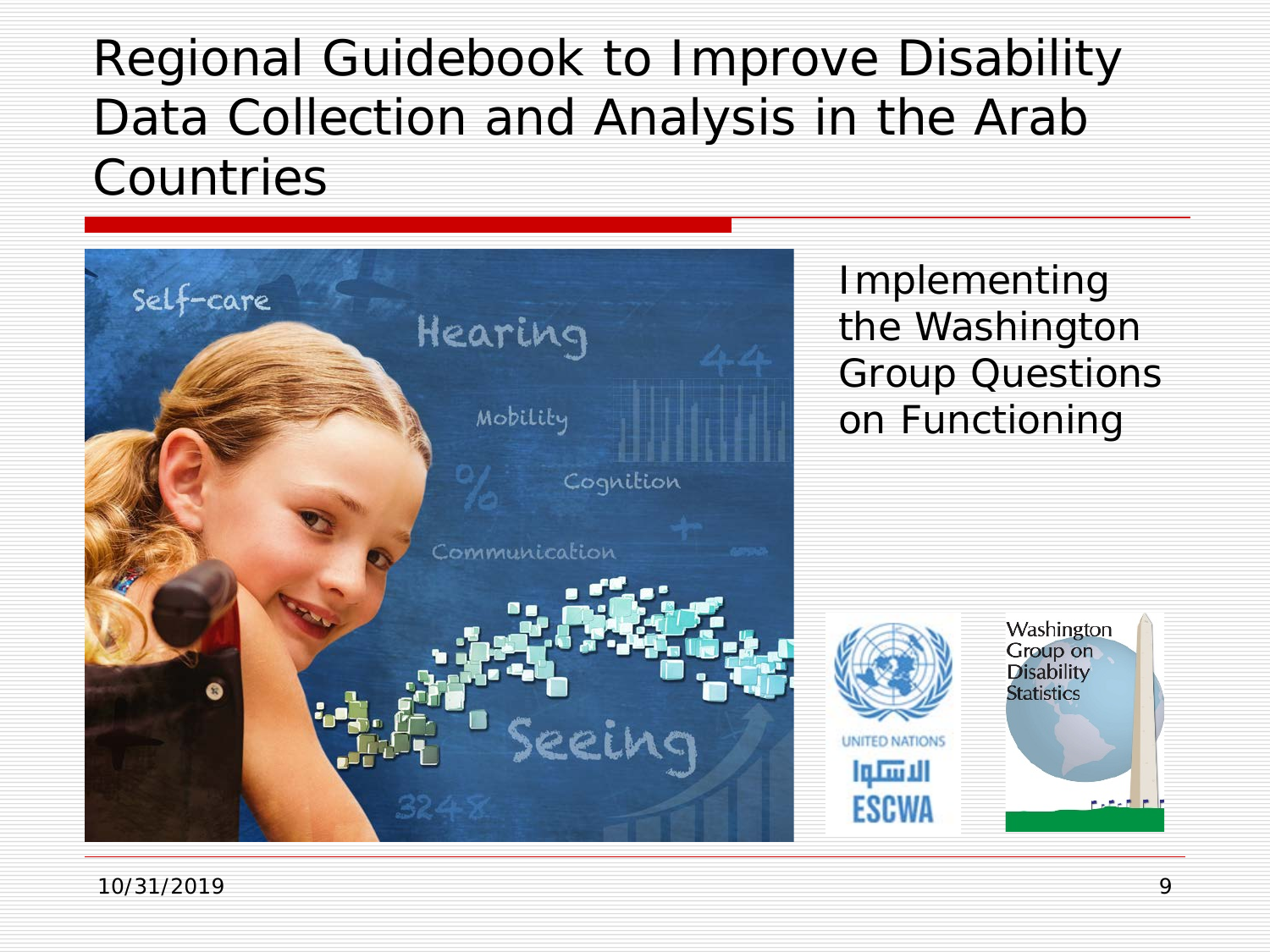# Regional Guidebook to Improve Disability Data Collection and Analysis in the Arab Countries

Implementing the Washington Group Questions on Functioning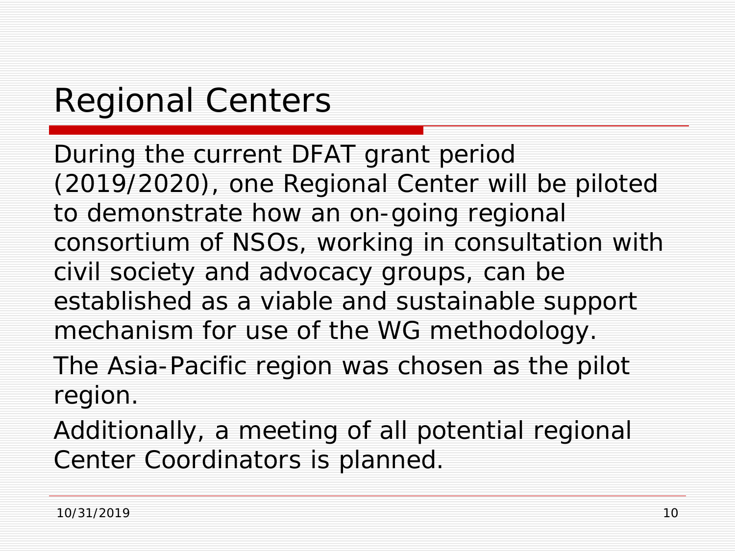# Regional Centers

During the current DFAT grant period (2019/2020), one Regional Center will be piloted to demonstrate how an on-going regional consortium of NSOs, working in consultation with civil society and advocacy groups, can be established as a viable and sustainable support mechanism for use of the WG methodology.

The Asia-Pacific region was chosen as the pilot region.

Additionally, a meeting of all potential regional Center Coordinators is planned.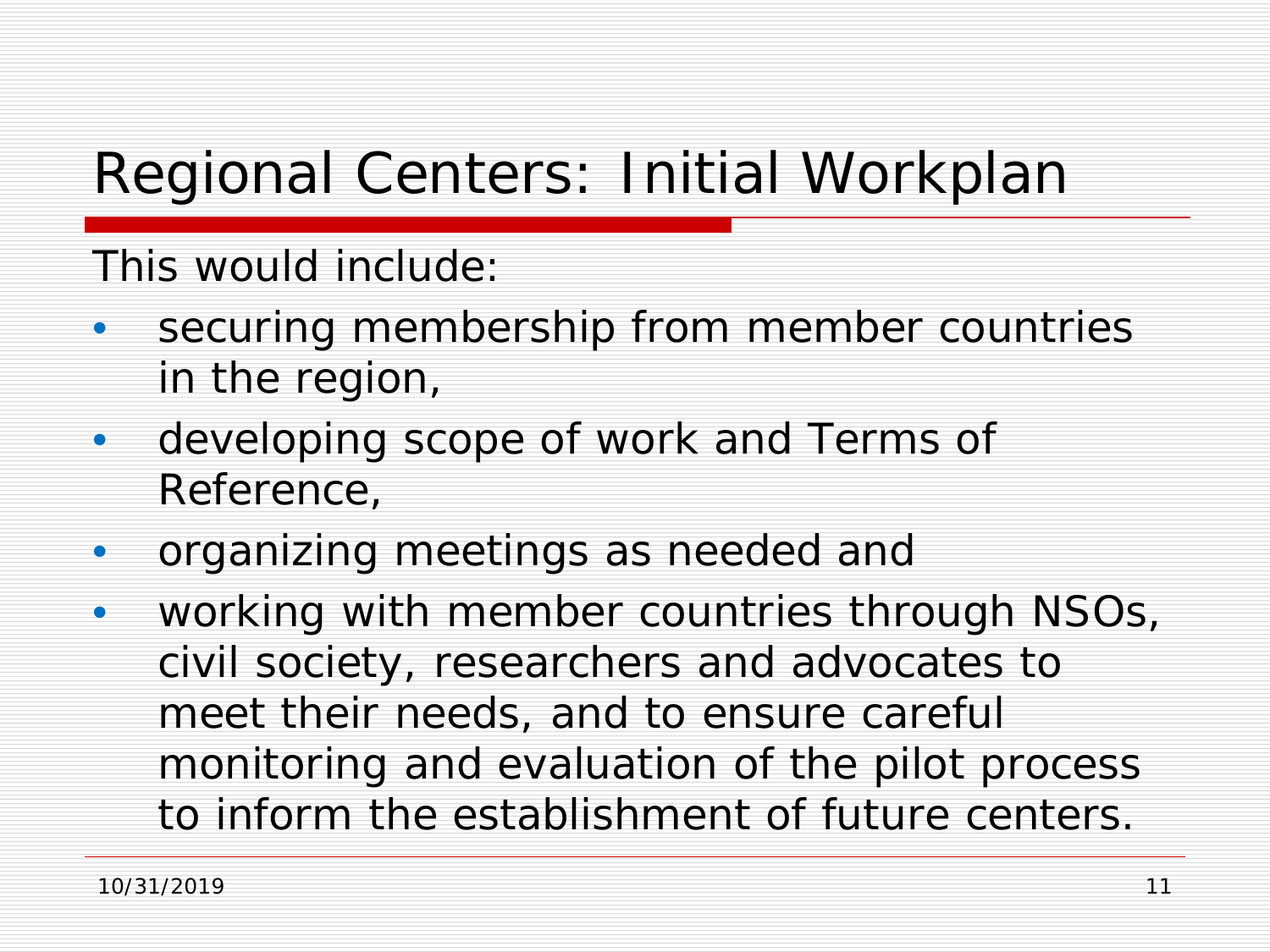# Regional Centers: Initial Workplan

This would include:

- securing membership from member countries in the region,
- developing scope of work and Terms of Reference,
- organizing meetings as needed and
- working with member countries through NSOs, civil society, researchers and advocates to meet their needs, and to ensure careful monitoring and evaluation of the pilot process to inform the establishment of future centers.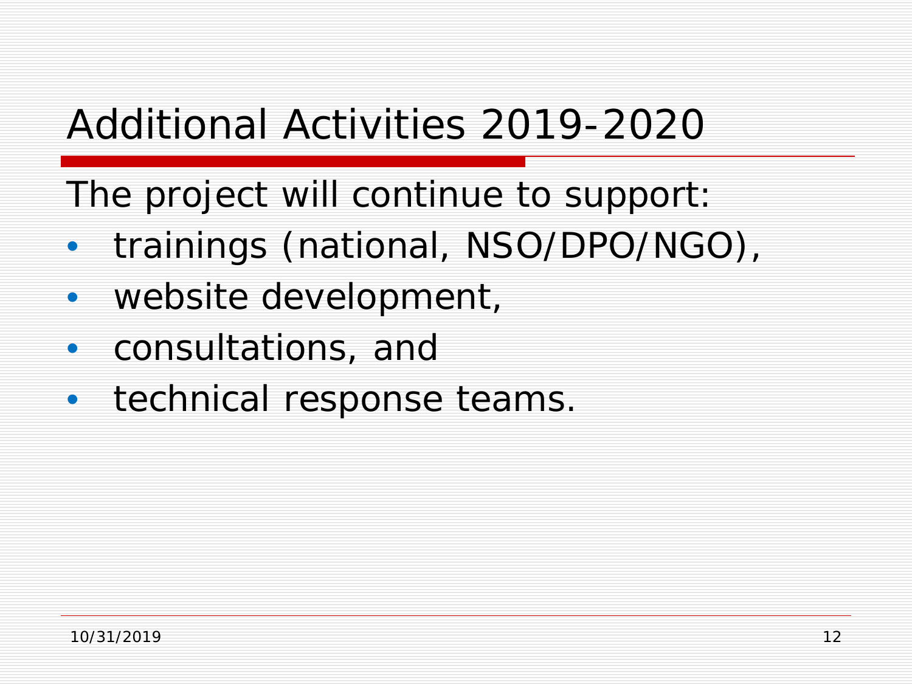# Additional Activities 2019-2020

The project will continue to support:

- trainings (national, NSO/DPO/NGO),
- website development,
- consultations, and
- technical response teams.